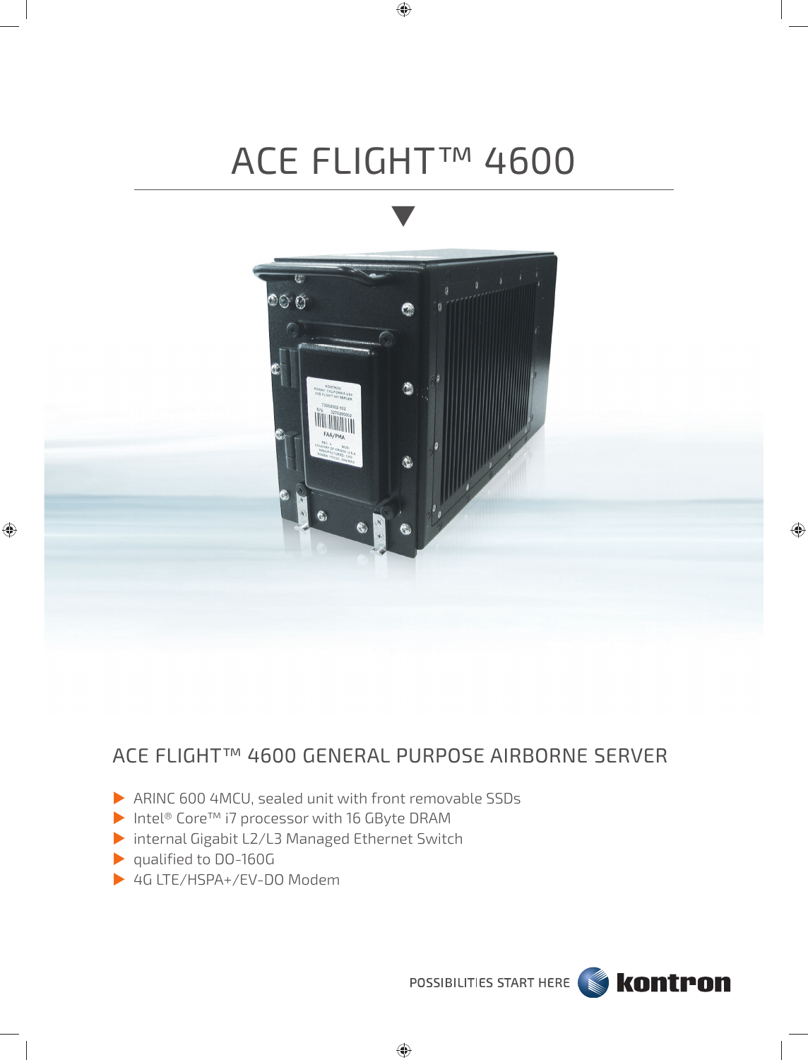# ACE FLIGHT™ 4600

## ACE FLIGHT™ 4600 GENERAL PURPOSE AIRBORNE SERVER

- ARINC 600 4MCU, sealed unit with front removable SSDs
- Intel® Core™ i7 processor with 16 GByte DRAM
- internal Gigabit L2/L3 Managed Ethernet Switch
- qualified to DO-160G
- 4G LTE/HSPA+/EV-DO Modem

POSSIBILITIES START HERE kontron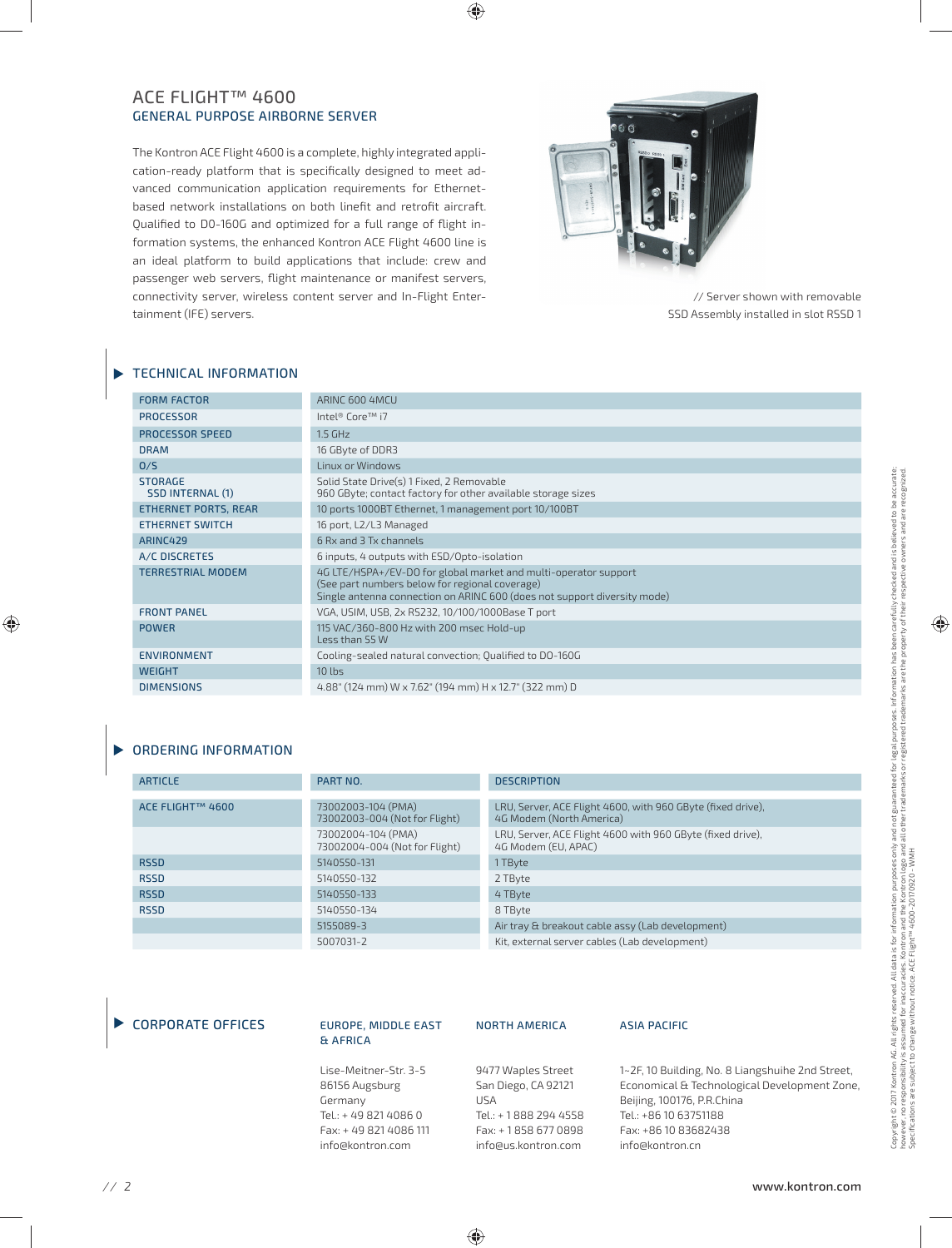# ACE FLIGHT™ 4600

## GENERAL PURPOSE AIRBORNE SERVER

The Kontron ACE Flight 4600 is a complete, highly integrated application-ready platform that is specifically designed to meet advanced communication application requirements for Ethernet-based network installations on both linefit and retrofit aircraft. Qualified to DO-160G and optimized for a full range of flight information systems, the enhanced Kontron ACE Flight 4600 line is an ideal platform to build applications that include: crew and passenger web servers, flight maintenance or manifest servers, connectivity server, wireless content server and In-Flight Entertainment (IFE) servers.

// Server shown with removable SSD Assembly installed in slot RSSD 1

## TECHNICAL INFORMATION

| | |
|---|---|
| FORM FACTOR | ARINC 600 4MCU |
| PROCESSOR | Intel® Core™ i7 |
| PROCESSOR SPEED | 1.5 GHz |
| DRAM | 16 GByte of DDR3 |
| O/S | Linux or Windows |
| STORAGE<br>SSD INTERNAL (1) | Solid State Drive(s) 1 Fixed, 2 Removable<br>960 GByte; contact factory for other available storage sizes |
| ETHERNET PORTS, REAR | 10 ports 1000BT Ethernet, 1 management port 10/100BT |
| ETHERNET SWITCH | 16 port, L2/L3 Managed |
| ARINC429 | 6 Rx and 3 Tx channels |
| A/C DISCRETES | 6 inputs, 4 outputs with ESD/Opto-isolation |
| TERRESTRIAL MODEM | 4G LTE/HSPA+/EV-DO for global market and multi-operator support<br>(See part numbers below for regional coverage)<br>Single antenna connection on ARINC 600 (does not support diversity mode) |
| FRONT PANEL | VGA, USIM, USB, 2x RS232, 10/100/1000Base T port |
| POWER | 115 VAC/360-800 Hz with 200 msec Hold-up<br>Less than 55 W |
| ENVIRONMENT | Cooling-sealed natural convection; Qualified to DO-160G |
| WEIGHT | 10 lbs |
| DIMENSIONS | 4.88" (124 mm) W x 7.62" (194 mm) H x 12.7" (322 mm) D |

## ORDERING INFORMATION

| ARTICLE | PART NO. | DESCRIPTION |
|---|---|---|
| ACE FLIGHT™ 4600 | 73002003-104 (PMA)<br>73002003-004 (Not for Flight) | LRU, Server, ACE Flight 4600, with 960 GByte (fixed drive), 4G Modem (North America) |
| | 73002004-104 (PMA)<br>73002004-004 (Not for Flight) | LRU, Server, ACE Flight 4600 with 960 GByte (fixed drive), 4G Modem (EU, APAC) |
| RSSD | 5140550-131 | 1 TByte |
| RSSD | 5140550-132 | 2 TByte |
| RSSD | 5140550-133 | 4 TByte |
| RSSD | 5140550-134 | 8 TByte |
| | 5155089-3 | Air tray & breakout cable assy (Lab development) |
| | 5007031-2 | Kit, external server cables (Lab development) |

## CORPORATE OFFICES

**EUROPE, MIDDLE EAST & AFRICA**

Lise-Meitner-Str. 3-5
86156 Augsburg
Germany
Tel.: + 49 821 4086 0
Fax: + 49 821 4086 111
info@kontron.com

**NORTH AMERICA**

9477 Waples Street
San Diego, CA 92121
USA
Tel.: + 1 888 294 4558
Fax: + 1 858 677 0898
info@us.kontron.com

**ASIA PACIFIC**

1~2F, 10 Building, No. 8 Liangshuihe 2nd Street,
Economical & Technological Development Zone,
Beijing, 100176, P.R.China
Tel.: +86 10 63751188
Fax: +86 10 83682438
info@kontron.cn

Copyright © 2017 Kontron AG. All rights reserved. All data is for information purposes only and not guaranteed for legal purposes. Information has been carefully checked and is believed to be accurate; however, no responsibility is assumed for inaccuracies. Kontron and the Kontron logo and all other trademarks or registered trademarks are the property of their respective owners and are recognized. Specifications are subject to change without notice. ACE Flight™ 4600-20170920 - WMH

www.kontron.com